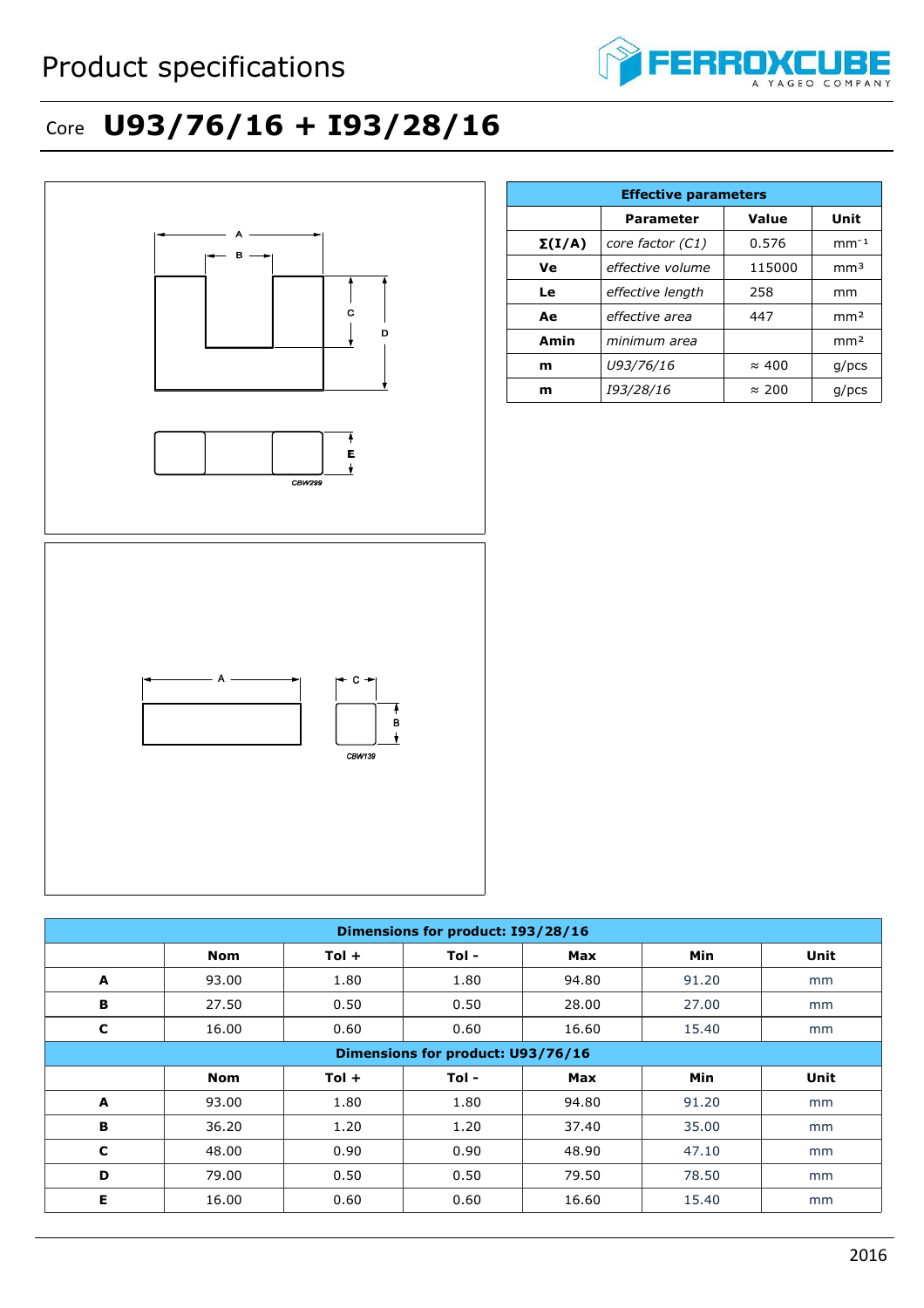# Product specifications

## Core U93/76/16 + I93/28/16

| Effective parameters | | | |
|---|---|---|---|
| | Parameter | Value | Unit |
| Σ(I/A) | *core factor (C1)* | 0.576 | $mm^{-1}$ |
| Ve | *effective volume* | 115000 | $mm^3$ |
| Le | *effective length* | 258 | mm |
| Ae | *effective area* | 447 | $mm^2$ |
| Amin | *minimum area* | | $mm^2$ |
| m | *U93/76/16* | ≈ 400 | g/pcs |
| m | *I93/28/16* | ≈ 200 | g/pcs |

| Dimensions for product: I93/28/16 | | | | | | |
|---|---|---|---|---|---|---|
| | Nom | Tol + | Tol - | Max | Min | Unit |
| A | 93.00 | 1.80 | 1.80 | 94.80 | 91.20 | mm |
| B | 27.50 | 0.50 | 0.50 | 28.00 | 27.00 | mm |
| C | 16.00 | 0.60 | 0.60 | 16.60 | 15.40 | mm |

| Dimensions for product: U93/76/16 | | | | | | |
|---|---|---|---|---|---|---|
| | Nom | Tol + | Tol - | Max | Min | Unit |
| A | 93.00 | 1.80 | 1.80 | 94.80 | 91.20 | mm |
| B | 36.20 | 1.20 | 1.20 | 37.40 | 35.00 | mm |
| C | 48.00 | 0.90 | 0.90 | 48.90 | 47.10 | mm |
| D | 79.00 | 0.50 | 0.50 | 79.50 | 78.50 | mm |
| E | 16.00 | 0.60 | 0.60 | 16.60 | 15.40 | mm |

2016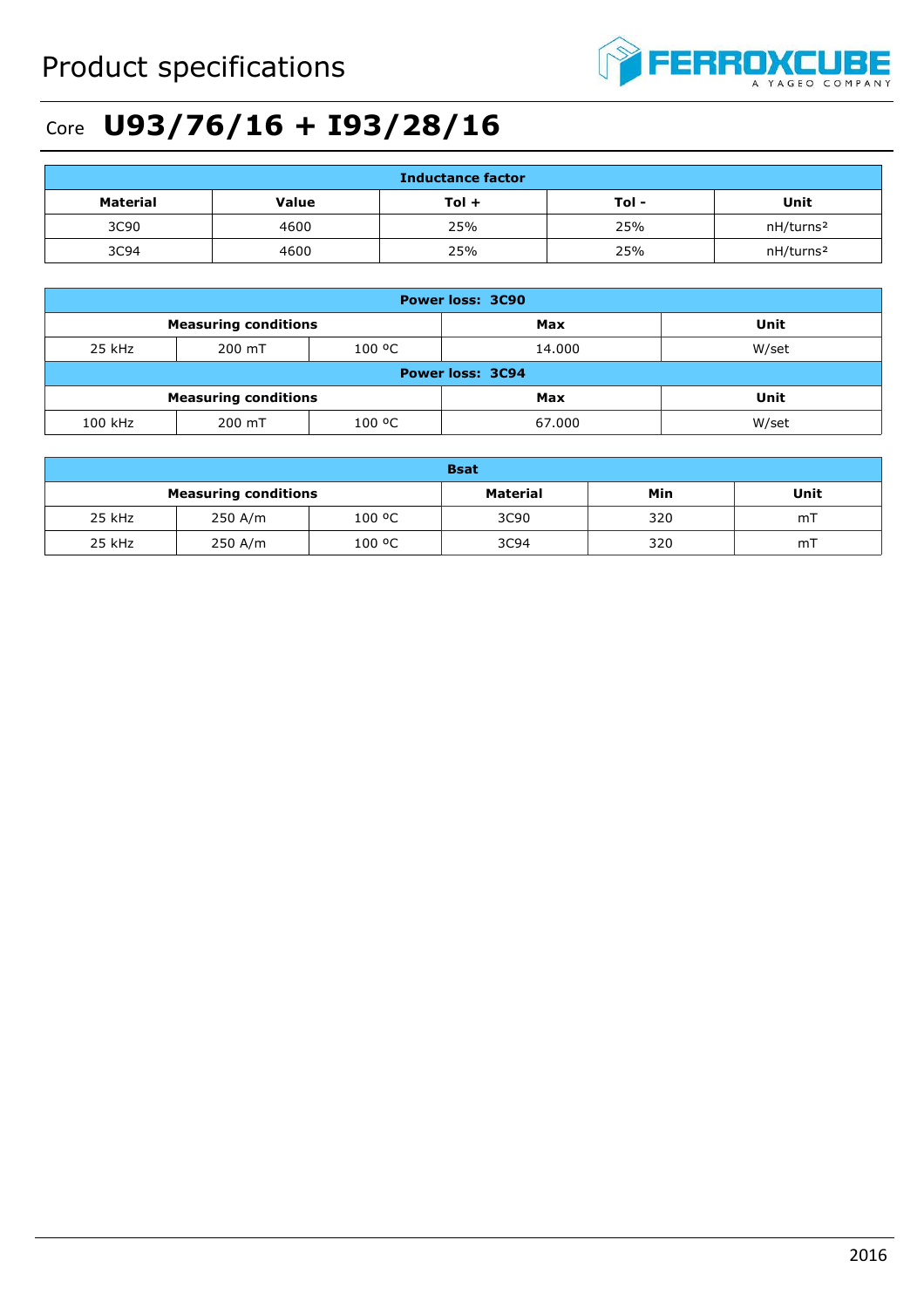# Product specifications

## Core **U93/76/16 + I93/28/16**

| Inductance factor | | | | |
|---|---|---|---|---|
| **Material** | **Value** | **Tol +** | **Tol -** | **Unit** |
| 3C90 | 4600 | 25% | 25% | nH/turns² |
| 3C94 | 4600 | 25% | 25% | nH/turns² |

| Power loss: 3C90 | | | | |
|---|---|---|---|---|
| **Measuring conditions** | | | **Max** | **Unit** |
| 25 kHz | 200 mT | 100 ºC | 14.000 | W/set |
| **Power loss: 3C94** | | | | |
| **Measuring conditions** | | | **Max** | **Unit** |
| 100 kHz | 200 mT | 100 ºC | 67.000 | W/set |

| Bsat | | | | | |
|---|---|---|---|---|---|
| **Measuring conditions** | | | **Material** | **Min** | **Unit** |
| 25 kHz | 250 A/m | 100 ºC | 3C90 | 320 | mT |
| 25 kHz | 250 A/m | 100 ºC | 3C94 | 320 | mT |

2016